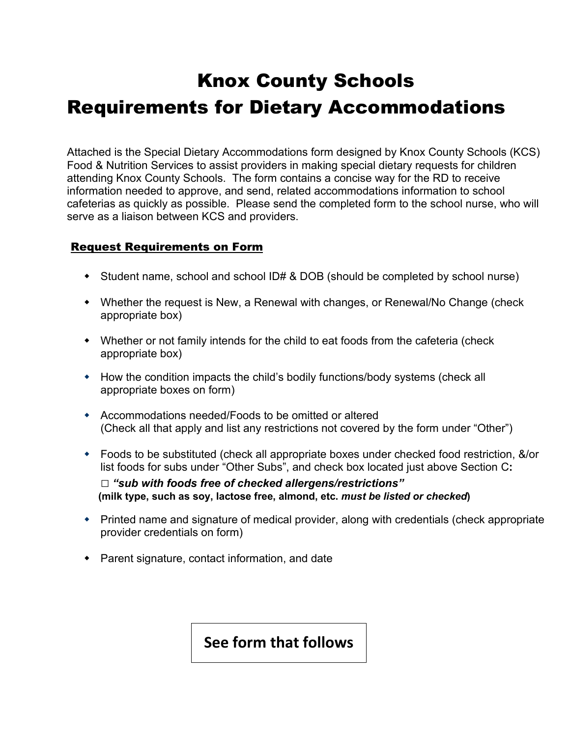# Knox County Schools
# Requirements for Dietary Accommodations

Attached is the Special Dietary Accommodations form designed by Knox County Schools (KCS) Food & Nutrition Services to assist providers in making special dietary requests for children attending Knox County Schools. The form contains a concise way for the RD to receive information needed to approve, and send, related accommodations information to school cafeterias as quickly as possible. Please send the completed form to the school nurse, who will serve as a liaison between KCS and providers.

## Request Requirements on Form

- Student name, school and school ID# & DOB (should be completed by school nurse)
- Whether the request is New, a Renewal with changes, or Renewal/No Change (check appropriate box)
- Whether or not family intends for the child to eat foods from the cafeteria (check appropriate box)
- How the condition impacts the child's bodily functions/body systems (check all appropriate boxes on form)
- Accommodations needed/Foods to be omitted or altered (Check all that apply and list any restrictions not covered by the form under "Other")
- Foods to be substituted (check all appropriate boxes under checked food restriction, &/or list foods for subs under "Other Subs", and check box located just above Section C**:**

  □ ***"sub with foods free of checked allergens/restrictions"***
  **(milk type, such as soy, lactose free, almond, etc. *must be listed or checked*)**
- Printed name and signature of medical provider, along with credentials (check appropriate provider credentials on form)
- Parent signature, contact information, and date

**See form that follows**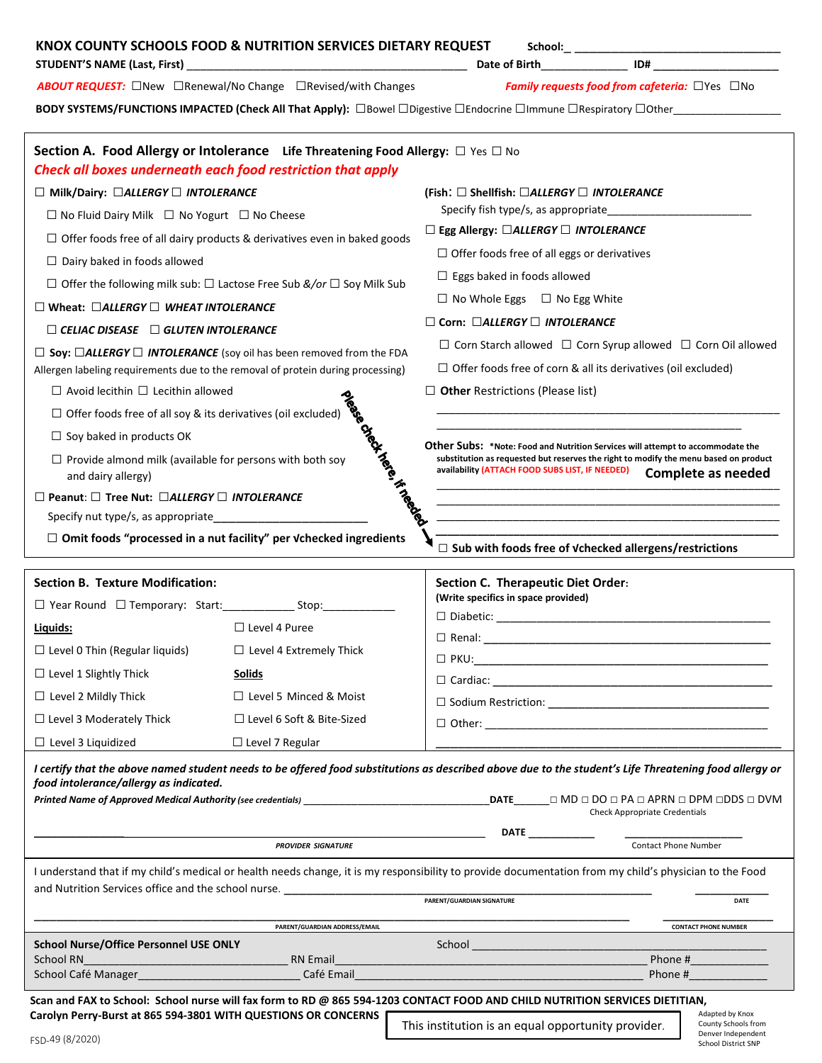**KNOX COUNTY SCHOOLS FOOD & NUTRITION SERVICES DIETARY REQUEST** School:_ ___________________________________

**STUDENT'S NAME (Last, First)** ______________________________________________ **Date of Birth**______________ **ID#** ____________________

***ABOUT REQUEST:*** ☐New ☐Renewal/No Change ☐Revised/with Changes ***Family requests food from cafeteria:*** ☐Yes ☐No

**BODY SYSTEMS/FUNCTIONS IMPACTED (Check All That Apply):** ☐Bowel ☐Digestive ☐Endocrine ☐Immune ☐Respiratory ☐Other__________________

## Section A. Food Allergy or Intolerance

**Life Threatening Food Allergy:** ☐ Yes ☐ No

***Check all boxes underneath each food restriction that apply***

☐ **Milk/Dairy:** ☐***ALLERGY*** ☐ ***INTOLERANCE***

- ☐ No Fluid Dairy Milk ☐ No Yogurt ☐ No Cheese
- ☐ Offer foods free of all dairy products & derivatives even in baked goods
- ☐ Dairy baked in foods allowed
- ☐ Offer the following milk sub: ☐ Lactose Free Sub *&/or* ☐ Soy Milk Sub

☐ **Wheat:** ☐***ALLERGY*** ☐ ***WHEAT INTOLERANCE***

- ☐ ***CELIAC DISEASE*** ☐ ***GLUTEN INTOLERANCE***

☐ **Soy:** ☐***ALLERGY*** ☐ ***INTOLERANCE*** (soy oil has been removed from the FDA Allergen labeling requirements due to the removal of protein during processing)

- ☐ Avoid lecithin ☐ Lecithin allowed
- ☐ Offer foods free of all soy & its derivatives (oil excluded)
- ☐ Soy baked in products OK
- ☐ Provide almond milk (available for persons with both soy and dairy allergy)

☐ **Peanut**: ☐ **Tree Nut:** ☐***ALLERGY*** ☐ ***INTOLERANCE***

- Specify nut type/s, as appropriate________________________
- ☐ **Omit foods "processed in a nut facility" per √checked ingredients**

**(Fish:** ☐ **Shellfish:** ☐***ALLERGY*** ☐ ***INTOLERANCE***

- Specify fish type/s, as appropriate________________________

☐ **Egg Allergy:** ☐***ALLERGY*** ☐ ***INTOLERANCE***

- ☐ Offer foods free of all eggs or derivatives
- ☐ Eggs baked in foods allowed
- ☐ No Whole Eggs ☐ No Egg White

☐ **Corn:** ☐***ALLERGY*** ☐ ***INTOLERANCE***

- ☐ Corn Starch allowed ☐ Corn Syrup allowed ☐ Corn Oil allowed
- ☐ Offer foods free of corn & all its derivatives (oil excluded)

☐ **Other** Restrictions (Please list)

______________________________________________________________

______________________________________________________________

**Other Subs:** **\*Note: Food and Nutrition Services will attempt to accommodate the substitution as requested but reserves the right to modify the menu based on product availability (ATTACH FOOD SUBS LIST, IF NEEDED)** **Complete as needed**

______________________________________________________________

______________________________________________________________

______________________________________________________________

Please check here, if needed → ☐ **Sub with foods free of √checked allergens/restrictions**

## Section B. Texture Modification:

☐ Year Round ☐ Temporary: Start:____________ Stop:____________

**Liquids:**

- ☐ Level 0 Thin (Regular liquids)
- ☐ Level 1 Slightly Thick
- ☐ Level 2 Mildly Thick
- ☐ Level 3 Moderately Thick
- ☐ Level 3 Liquidized
- ☐ Level 4 Puree
- ☐ Level 4 Extremely Thick

**Solids**

- ☐ Level 5 Minced & Moist
- ☐ Level 6 Soft & Bite-Sized
- ☐ Level 7 Regular

## Section C. Therapeutic Diet Order:

**(Write specifics in space provided)**

- ☐ Diabetic: ______________________________________________
- ☐ Renal: ________________________________________________
- ☐ PKU:__________________________________________________
- ☐ Cardiac: ______________________________________________
- ☐ Sodium Restriction: _____________________________________
- ☐ Other: _______________________________________________

______________________________________________________________

***I certify that the above named student needs to be offered food substitutions as described above due to the student's Life Threatening food allergy or food intolerance/allergy as indicated.***

***Printed Name of Approved Medical Authority** (see credentials)* _________________________________ **DATE**______ ☐ MD ☐ DO ☐ PA ☐ APRN ☐ DPM ☐DDS ☐ DVM
Check Appropriate Credentials

______________________________________________________ **DATE** ___________ ____________________
***PROVIDER SIGNATURE*** Contact Phone Number

I understand that if my child's medical or health needs change, it is my responsibility to provide documentation from my child's physician to the Food and Nutrition Services office and the school nurse. ______________________________________________ ____________
**PARENT/GUARDIAN SIGNATURE** **DATE**

______________________________________________________________________________ ______________________
**PARENT/GUARDIAN ADDRESS/EMAIL** **CONTACT PHONE NUMBER**

**School Nurse/Office Personnel USE ONLY** School ______________________________________________

School RN________________________________ RN Email__________________________________________ Phone #_____________

School Café Manager__________________________ Café Email_________________________________________ Phone #_____________

**Scan and FAX to School: School nurse will fax form to RD @ 865 594-1203 CONTACT FOOD AND CHILD NUTRITION SERVICES DIETITIAN, Carolyn Perry-Burst at 865 594-3801 WITH QUESTIONS OR CONCERNS**

This institution is an equal opportunity provider.

FSD-49 (8/2020)

Adapted by Knox County Schools from Denver Independent School District SNP